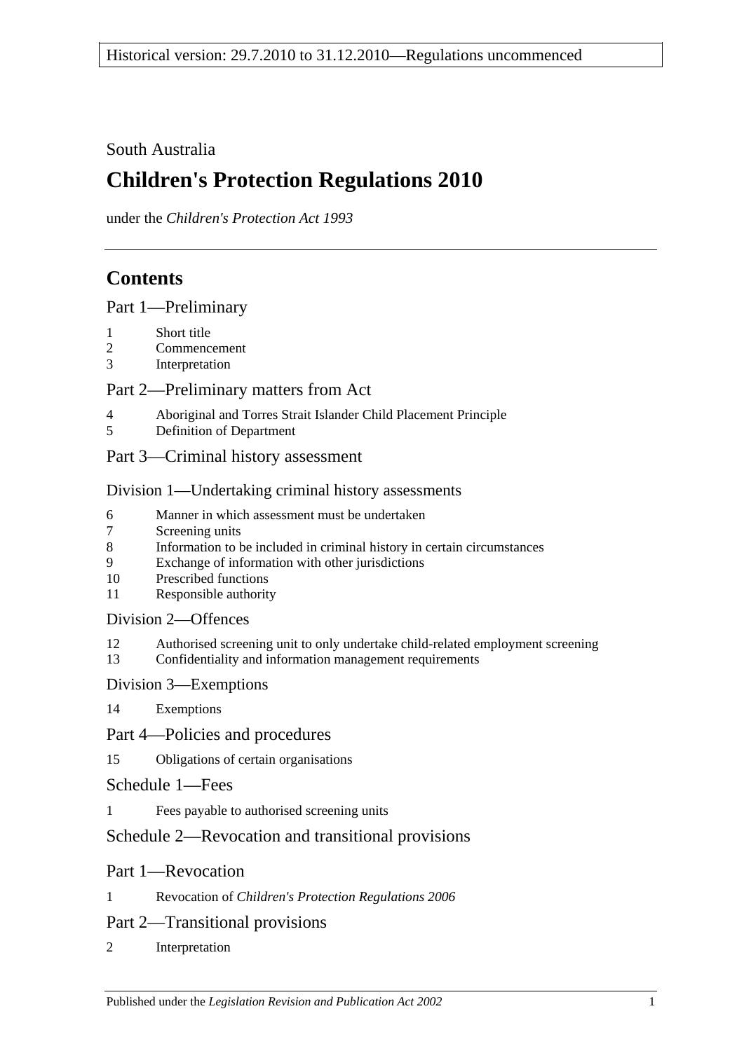Historical version: 29.7.2010 to 31.12.2010—Regulations uncommenced

South Australia

# Children's Protection Regulations 2010

under the *Children's Protection Act 1993*

## Contents

### Part 1—Preliminary

1 Short title
2 Commencement
3 Interpretation

### Part 2—Preliminary matters from Act

4 Aboriginal and Torres Strait Islander Child Placement Principle
5 Definition of Department

### Part 3—Criminal history assessment

#### Division 1—Undertaking criminal history assessments

6 Manner in which assessment must be undertaken
7 Screening units
8 Information to be included in criminal history in certain circumstances
9 Exchange of information with other jurisdictions
10 Prescribed functions
11 Responsible authority

#### Division 2—Offences

12 Authorised screening unit to only undertake child-related employment screening
13 Confidentiality and information management requirements

#### Division 3—Exemptions

14 Exemptions

### Part 4—Policies and procedures

15 Obligations of certain organisations

### Schedule 1—Fees

1 Fees payable to authorised screening units

### Schedule 2—Revocation and transitional provisions

### Part 1—Revocation

1 Revocation of *Children's Protection Regulations 2006*

### Part 2—Transitional provisions

2 Interpretation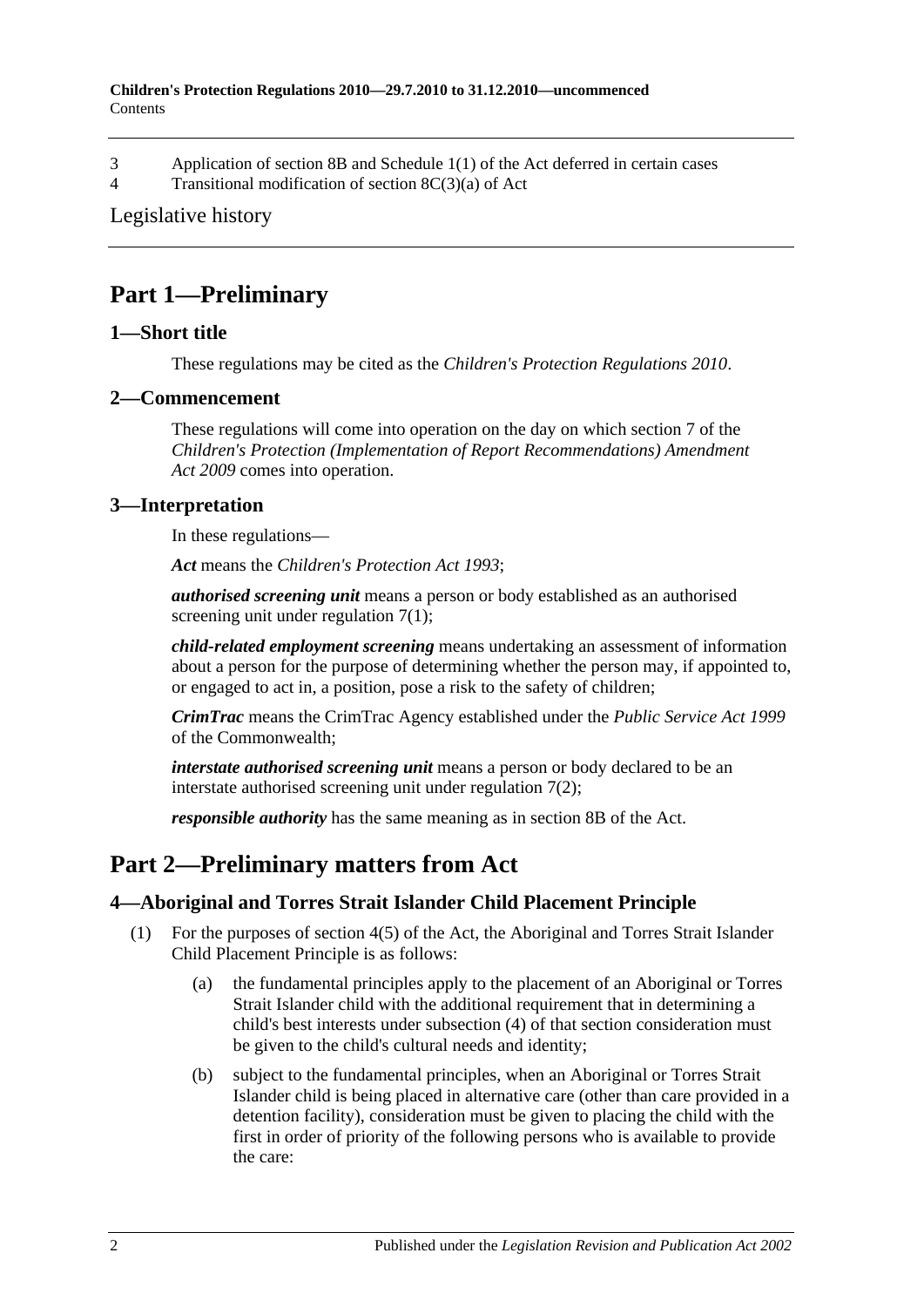3 Application of section 8B and Schedule 1(1) of the Act deferred in certain cases
4 Transitional modification of section 8C(3)(a) of Act

Legislative history

# Part 1—Preliminary

## 1—Short title

These regulations may be cited as the *Children's Protection Regulations 2010*.

## 2—Commencement

These regulations will come into operation on the day on which section 7 of the *Children's Protection (Implementation of Report Recommendations) Amendment Act 2009* comes into operation.

## 3—Interpretation

In these regulations—

***Act*** means the *Children's Protection Act 1993*;

***authorised screening unit*** means a person or body established as an authorised screening unit under regulation 7(1);

***child-related employment screening*** means undertaking an assessment of information about a person for the purpose of determining whether the person may, if appointed to, or engaged to act in, a position, pose a risk to the safety of children;

***CrimTrac*** means the CrimTrac Agency established under the *Public Service Act 1999* of the Commonwealth;

***interstate authorised screening unit*** means a person or body declared to be an interstate authorised screening unit under regulation 7(2);

***responsible authority*** has the same meaning as in section 8B of the Act.

# Part 2—Preliminary matters from Act

## 4—Aboriginal and Torres Strait Islander Child Placement Principle

(1) For the purposes of section 4(5) of the Act, the Aboriginal and Torres Strait Islander Child Placement Principle is as follows:

(a) the fundamental principles apply to the placement of an Aboriginal or Torres Strait Islander child with the additional requirement that in determining a child's best interests under subsection (4) of that section consideration must be given to the child's cultural needs and identity;

(b) subject to the fundamental principles, when an Aboriginal or Torres Strait Islander child is being placed in alternative care (other than care provided in a detention facility), consideration must be given to placing the child with the first in order of priority of the following persons who is available to provide the care: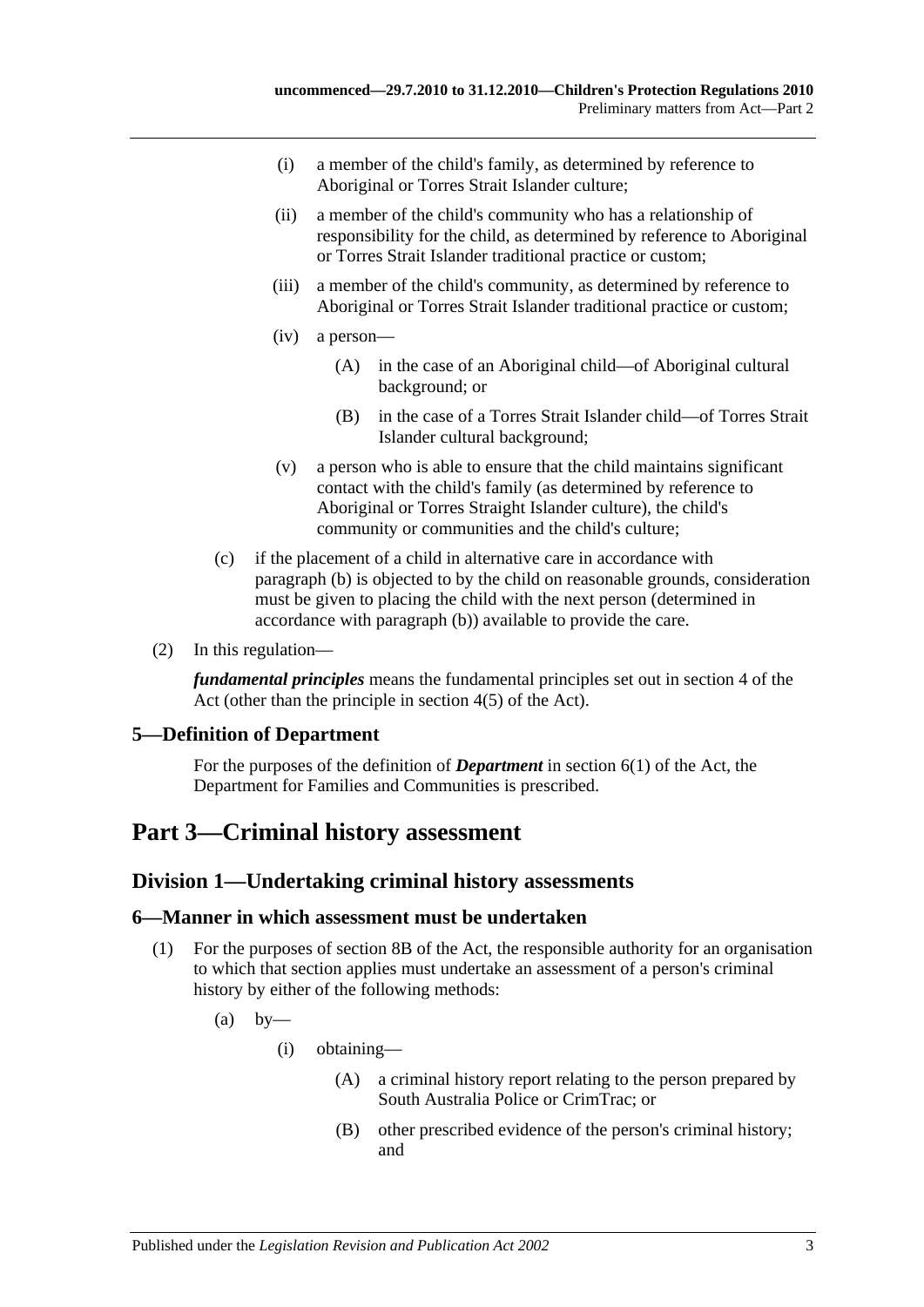(i) a member of the child's family, as determined by reference to Aboriginal or Torres Strait Islander culture;

(ii) a member of the child's community who has a relationship of responsibility for the child, as determined by reference to Aboriginal or Torres Strait Islander traditional practice or custom;

(iii) a member of the child's community, as determined by reference to Aboriginal or Torres Strait Islander traditional practice or custom;

(iv) a person—

(A) in the case of an Aboriginal child—of Aboriginal cultural background; or

(B) in the case of a Torres Strait Islander child—of Torres Strait Islander cultural background;

(v) a person who is able to ensure that the child maintains significant contact with the child's family (as determined by reference to Aboriginal or Torres Straight Islander culture), the child's community or communities and the child's culture;

(c) if the placement of a child in alternative care in accordance with paragraph (b) is objected to by the child on reasonable grounds, consideration must be given to placing the child with the next person (determined in accordance with paragraph (b)) available to provide the care.

(2) In this regulation—

***fundamental principles*** means the fundamental principles set out in section 4 of the Act (other than the principle in section 4(5) of the Act).

### 5—Definition of Department

For the purposes of the definition of ***Department*** in section 6(1) of the Act, the Department for Families and Communities is prescribed.

# Part 3—Criminal history assessment

## Division 1—Undertaking criminal history assessments

### 6—Manner in which assessment must be undertaken

(1) For the purposes of section 8B of the Act, the responsible authority for an organisation to which that section applies must undertake an assessment of a person's criminal history by either of the following methods:

(a) by—

(i) obtaining—

(A) a criminal history report relating to the person prepared by South Australia Police or CrimTrac; or

(B) other prescribed evidence of the person's criminal history; and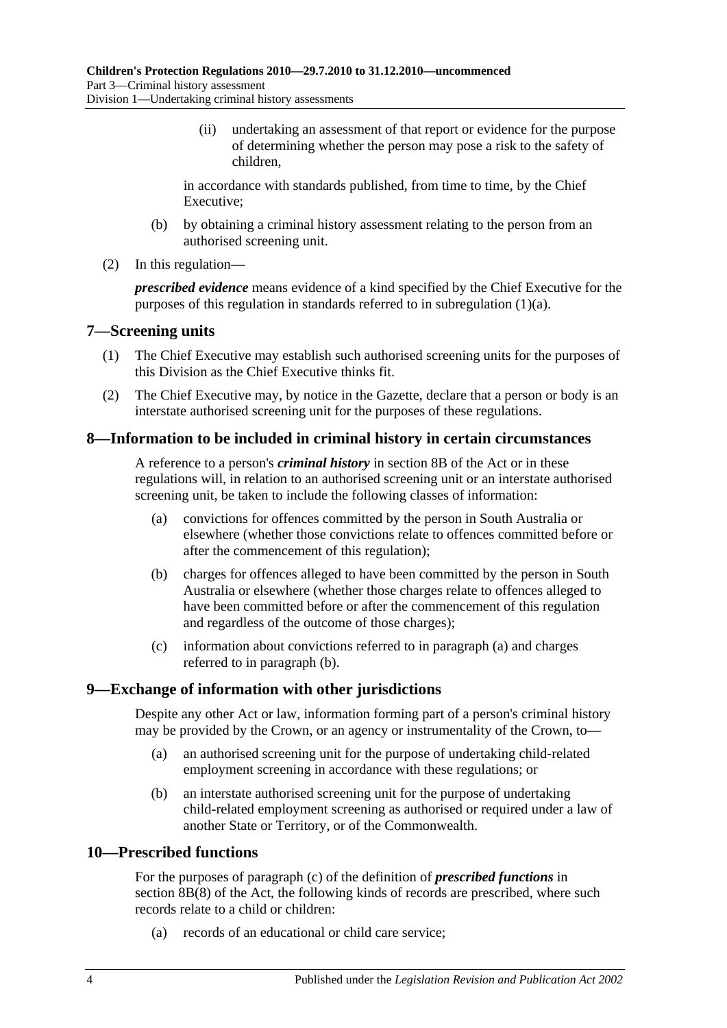(ii) undertaking an assessment of that report or evidence for the purpose of determining whether the person may pose a risk to the safety of children,

in accordance with standards published, from time to time, by the Chief Executive;

(b) by obtaining a criminal history assessment relating to the person from an authorised screening unit.

(2) In this regulation—

***prescribed evidence*** means evidence of a kind specified by the Chief Executive for the purposes of this regulation in standards referred to in subregulation (1)(a).

## 7—Screening units

(1) The Chief Executive may establish such authorised screening units for the purposes of this Division as the Chief Executive thinks fit.

(2) The Chief Executive may, by notice in the Gazette, declare that a person or body is an interstate authorised screening unit for the purposes of these regulations.

## 8—Information to be included in criminal history in certain circumstances

A reference to a person's ***criminal history*** in section 8B of the Act or in these regulations will, in relation to an authorised screening unit or an interstate authorised screening unit, be taken to include the following classes of information:

(a) convictions for offences committed by the person in South Australia or elsewhere (whether those convictions relate to offences committed before or after the commencement of this regulation);

(b) charges for offences alleged to have been committed by the person in South Australia or elsewhere (whether those charges relate to offences alleged to have been committed before or after the commencement of this regulation and regardless of the outcome of those charges);

(c) information about convictions referred to in paragraph (a) and charges referred to in paragraph (b).

## 9—Exchange of information with other jurisdictions

Despite any other Act or law, information forming part of a person's criminal history may be provided by the Crown, or an agency or instrumentality of the Crown, to—

(a) an authorised screening unit for the purpose of undertaking child-related employment screening in accordance with these regulations; or

(b) an interstate authorised screening unit for the purpose of undertaking child-related employment screening as authorised or required under a law of another State or Territory, or of the Commonwealth.

## 10—Prescribed functions

For the purposes of paragraph (c) of the definition of ***prescribed functions*** in section 8B(8) of the Act, the following kinds of records are prescribed, where such records relate to a child or children:

(a) records of an educational or child care service;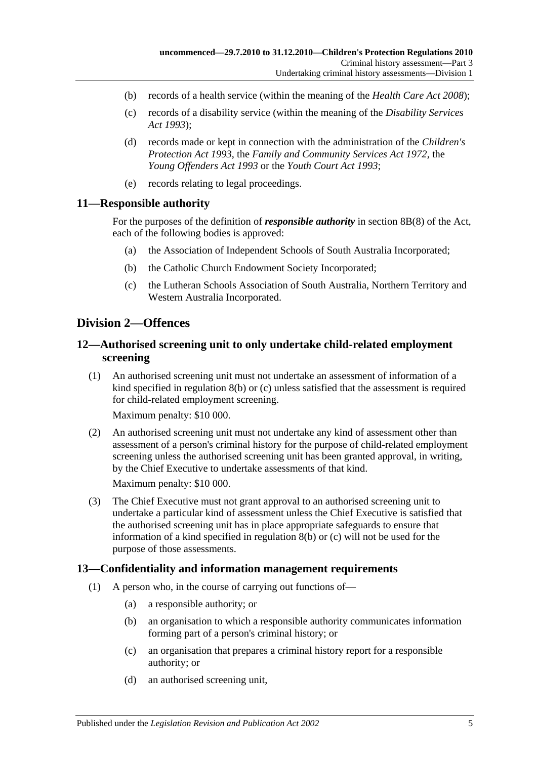(b) records of a health service (within the meaning of the *Health Care Act 2008*);

(c) records of a disability service (within the meaning of the *Disability Services Act 1993*);

(d) records made or kept in connection with the administration of the *Children's Protection Act 1993*, the *Family and Community Services Act 1972*, the *Young Offenders Act 1993* or the *Youth Court Act 1993*;

(e) records relating to legal proceedings.

## 11—Responsible authority

For the purposes of the definition of ***responsible authority*** in section 8B(8) of the Act, each of the following bodies is approved:

(a) the Association of Independent Schools of South Australia Incorporated;

(b) the Catholic Church Endowment Society Incorporated;

(c) the Lutheran Schools Association of South Australia, Northern Territory and Western Australia Incorporated.

# Division 2—Offences

## 12—Authorised screening unit to only undertake child-related employment screening

(1) An authorised screening unit must not undertake an assessment of information of a kind specified in regulation 8(b) or (c) unless satisfied that the assessment is required for child-related employment screening.

Maximum penalty: $10 000.

(2) An authorised screening unit must not undertake any kind of assessment other than assessment of a person's criminal history for the purpose of child-related employment screening unless the authorised screening unit has been granted approval, in writing, by the Chief Executive to undertake assessments of that kind.

Maximum penalty: $10 000.

(3) The Chief Executive must not grant approval to an authorised screening unit to undertake a particular kind of assessment unless the Chief Executive is satisfied that the authorised screening unit has in place appropriate safeguards to ensure that information of a kind specified in regulation 8(b) or (c) will not be used for the purpose of those assessments.

## 13—Confidentiality and information management requirements

(1) A person who, in the course of carrying out functions of—

(a) a responsible authority; or

(b) an organisation to which a responsible authority communicates information forming part of a person's criminal history; or

(c) an organisation that prepares a criminal history report for a responsible authority; or

(d) an authorised screening unit,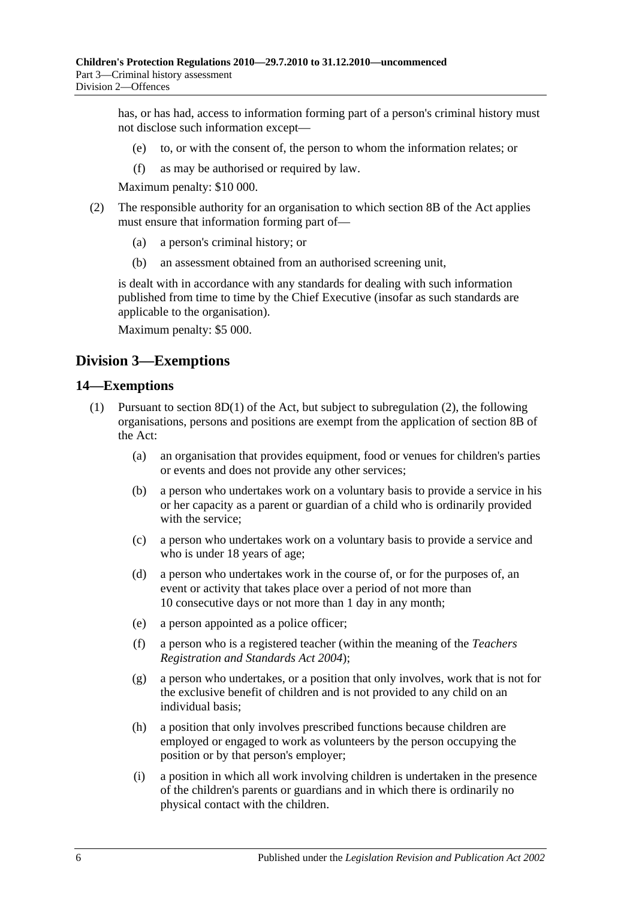has, or has had, access to information forming part of a person's criminal history must not disclose such information except—

- (e) to, or with the consent of, the person to whom the information relates; or
- (f) as may be authorised or required by law.

Maximum penalty: $10 000.

(2) The responsible authority for an organisation to which section 8B of the Act applies must ensure that information forming part of—

- (a) a person's criminal history; or
- (b) an assessment obtained from an authorised screening unit,

is dealt with in accordance with any standards for dealing with such information published from time to time by the Chief Executive (insofar as such standards are applicable to the organisation).

Maximum penalty: $5 000.

## Division 3—Exemptions

### 14—Exemptions

(1) Pursuant to section 8D(1) of the Act, but subject to subregulation (2), the following organisations, persons and positions are exempt from the application of section 8B of the Act:

- (a) an organisation that provides equipment, food or venues for children's parties or events and does not provide any other services;
- (b) a person who undertakes work on a voluntary basis to provide a service in his or her capacity as a parent or guardian of a child who is ordinarily provided with the service;
- (c) a person who undertakes work on a voluntary basis to provide a service and who is under 18 years of age;
- (d) a person who undertakes work in the course of, or for the purposes of, an event or activity that takes place over a period of not more than 10 consecutive days or not more than 1 day in any month;
- (e) a person appointed as a police officer;
- (f) a person who is a registered teacher (within the meaning of the *Teachers Registration and Standards Act 2004*);
- (g) a person who undertakes, or a position that only involves, work that is not for the exclusive benefit of children and is not provided to any child on an individual basis;
- (h) a position that only involves prescribed functions because children are employed or engaged to work as volunteers by the person occupying the position or by that person's employer;
- (i) a position in which all work involving children is undertaken in the presence of the children's parents or guardians and in which there is ordinarily no physical contact with the children.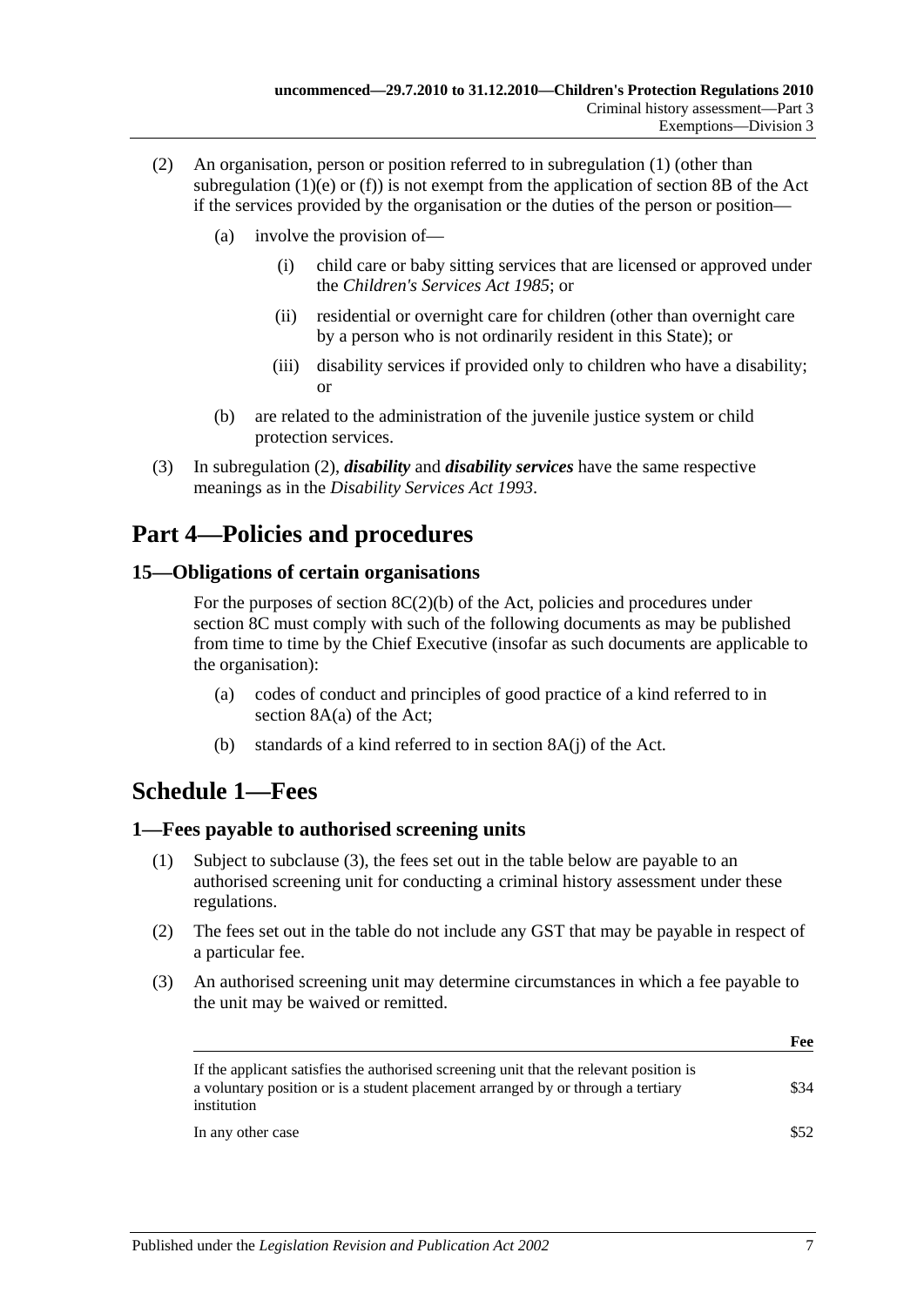(2) An organisation, person or position referred to in subregulation (1) (other than subregulation (1)(e) or (f)) is not exempt from the application of section 8B of the Act if the services provided by the organisation or the duties of the person or position—

(a) involve the provision of—

(i) child care or baby sitting services that are licensed or approved under the *Children's Services Act 1985*; or

(ii) residential or overnight care for children (other than overnight care by a person who is not ordinarily resident in this State); or

(iii) disability services if provided only to children who have a disability; or

(b) are related to the administration of the juvenile justice system or child protection services.

(3) In subregulation (2), ***disability*** and ***disability services*** have the same respective meanings as in the *Disability Services Act 1993*.

# Part 4—Policies and procedures

## 15—Obligations of certain organisations

For the purposes of section 8C(2)(b) of the Act, policies and procedures under section 8C must comply with such of the following documents as may be published from time to time by the Chief Executive (insofar as such documents are applicable to the organisation):

(a) codes of conduct and principles of good practice of a kind referred to in section 8A(a) of the Act;

(b) standards of a kind referred to in section 8A(j) of the Act.

# Schedule 1—Fees

## 1—Fees payable to authorised screening units

(1) Subject to subclause (3), the fees set out in the table below are payable to an authorised screening unit for conducting a criminal history assessment under these regulations.

(2) The fees set out in the table do not include any GST that may be payable in respect of a particular fee.

(3) An authorised screening unit may determine circumstances in which a fee payable to the unit may be waived or remitted.

| | **Fee** |
|---|---|
| If the applicant satisfies the authorised screening unit that the relevant position is a voluntary position or is a student placement arranged by or through a tertiary institution | $34 |
| In any other case | $52 |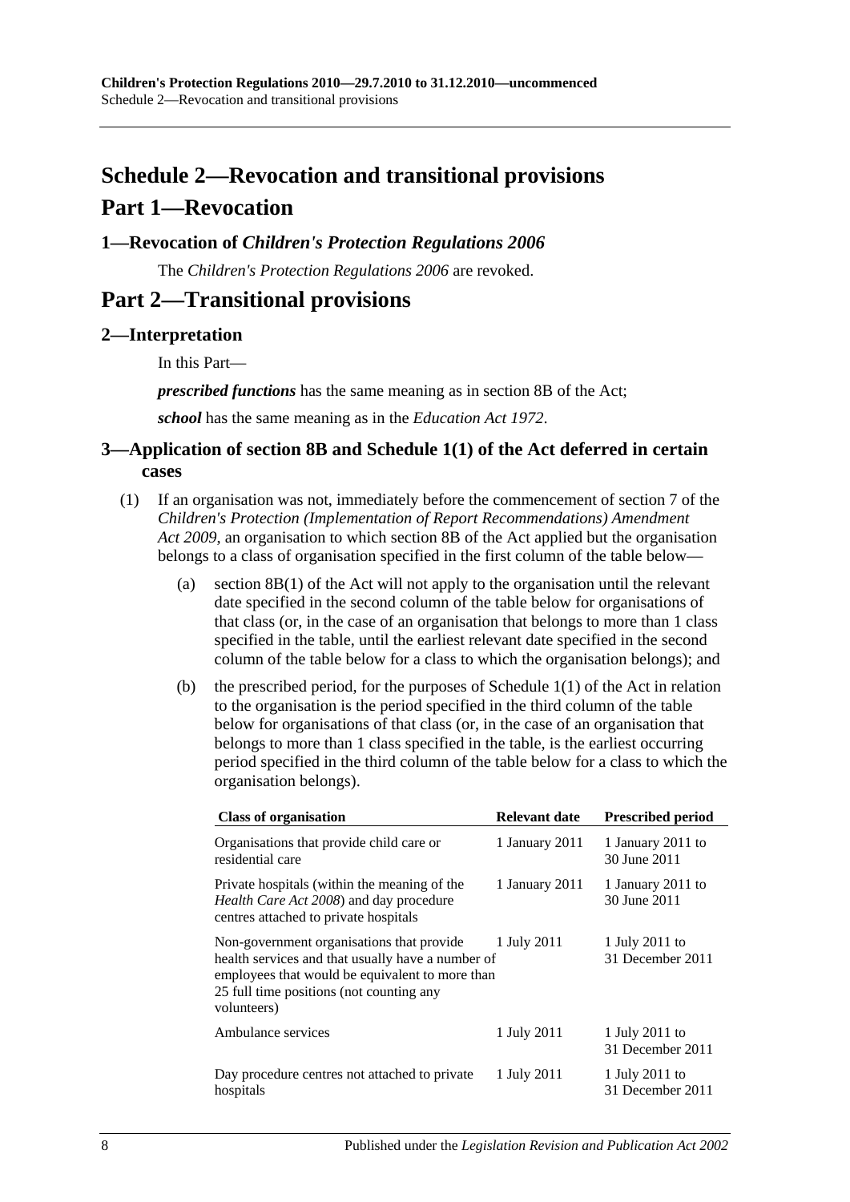# Schedule 2—Revocation and transitional provisions

## Part 1—Revocation

### 1—Revocation of *Children's Protection Regulations 2006*

The *Children's Protection Regulations 2006* are revoked.

## Part 2—Transitional provisions

### 2—Interpretation

In this Part—

***prescribed functions*** has the same meaning as in section 8B of the Act;

***school*** has the same meaning as in the *Education Act 1972*.

### 3—Application of section 8B and Schedule 1(1) of the Act deferred in certain cases

(1) If an organisation was not, immediately before the commencement of section 7 of the *Children's Protection (Implementation of Report Recommendations) Amendment Act 2009*, an organisation to which section 8B of the Act applied but the organisation belongs to a class of organisation specified in the first column of the table below—

(a) section 8B(1) of the Act will not apply to the organisation until the relevant date specified in the second column of the table below for organisations of that class (or, in the case of an organisation that belongs to more than 1 class specified in the table, until the earliest relevant date specified in the second column of the table below for a class to which the organisation belongs); and

(b) the prescribed period, for the purposes of Schedule 1(1) of the Act in relation to the organisation is the period specified in the third column of the table below for organisations of that class (or, in the case of an organisation that belongs to more than 1 class specified in the table, is the earliest occurring period specified in the third column of the table below for a class to which the organisation belongs).

| Class of organisation | Relevant date | Prescribed period |
|---|---|---|
| Organisations that provide child care or residential care | 1 January 2011 | 1 January 2011 to 30 June 2011 |
| Private hospitals (within the meaning of the *Health Care Act 2008*) and day procedure centres attached to private hospitals | 1 January 2011 | 1 January 2011 to 30 June 2011 |
| Non-government organisations that provide health services and that usually have a number of employees that would be equivalent to more than 25 full time positions (not counting any volunteers) | 1 July 2011 | 1 July 2011 to 31 December 2011 |
| Ambulance services | 1 July 2011 | 1 July 2011 to 31 December 2011 |
| Day procedure centres not attached to private hospitals | 1 July 2011 | 1 July 2011 to 31 December 2011 |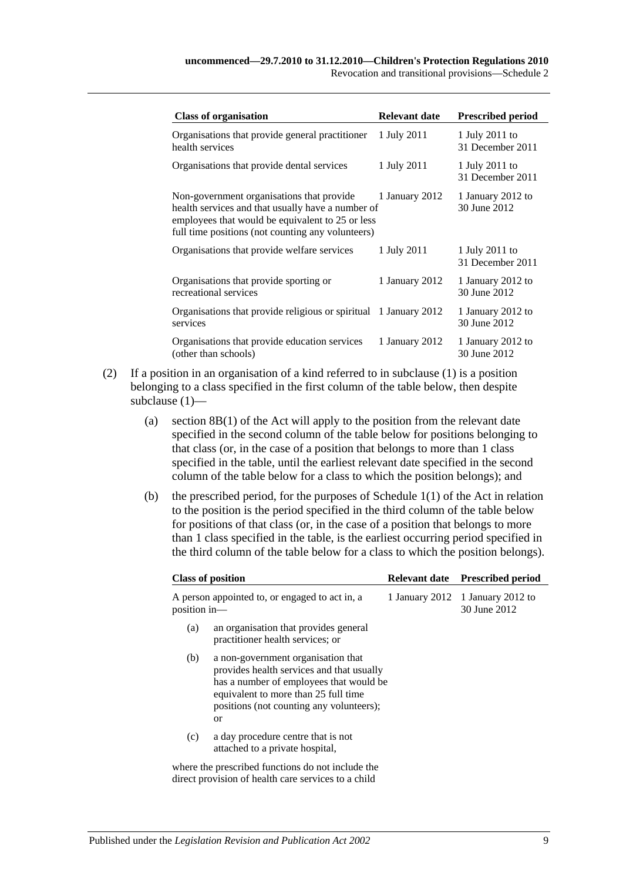| Class of organisation | Relevant date | Prescribed period |
|---|---|---|
| Organisations that provide general practitioner health services | 1 July 2011 | 1 July 2011 to 31 December 2011 |
| Organisations that provide dental services | 1 July 2011 | 1 July 2011 to 31 December 2011 |
| Non-government organisations that provide health services and that usually have a number of employees that would be equivalent to 25 or less full time positions (not counting any volunteers) | 1 January 2012 | 1 January 2012 to 30 June 2012 |
| Organisations that provide welfare services | 1 July 2011 | 1 July 2011 to 31 December 2011 |
| Organisations that provide sporting or recreational services | 1 January 2012 | 1 January 2012 to 30 June 2012 |
| Organisations that provide religious or spiritual services | 1 January 2012 | 1 January 2012 to 30 June 2012 |
| Organisations that provide education services (other than schools) | 1 January 2012 | 1 January 2012 to 30 June 2012 |

(2) If a position in an organisation of a kind referred to in subclause (1) is a position belonging to a class specified in the first column of the table below, then despite subclause (1)—

(a) section 8B(1) of the Act will apply to the position from the relevant date specified in the second column of the table below for positions belonging to that class (or, in the case of a position that belongs to more than 1 class specified in the table, until the earliest relevant date specified in the second column of the table below for a class to which the position belongs); and

(b) the prescribed period, for the purposes of Schedule 1(1) of the Act in relation to the position is the period specified in the third column of the table below for positions of that class (or, in the case of a position that belongs to more than 1 class specified in the table, is the earliest occurring period specified in the third column of the table below for a class to which the position belongs).

| Class of position | Relevant date | Prescribed period |
|---|---|---|
| A person appointed to, or engaged to act in, a position in—<br>(a) an organisation that provides general practitioner health services; or<br>(b) a non-government organisation that provides health services and that usually has a number of employees that would be equivalent to more than 25 full time positions (not counting any volunteers); or<br>(c) a day procedure centre that is not attached to a private hospital,<br>where the prescribed functions do not include the direct provision of health care services to a child | 1 January 2012 | 1 January 2012 to 30 June 2012 |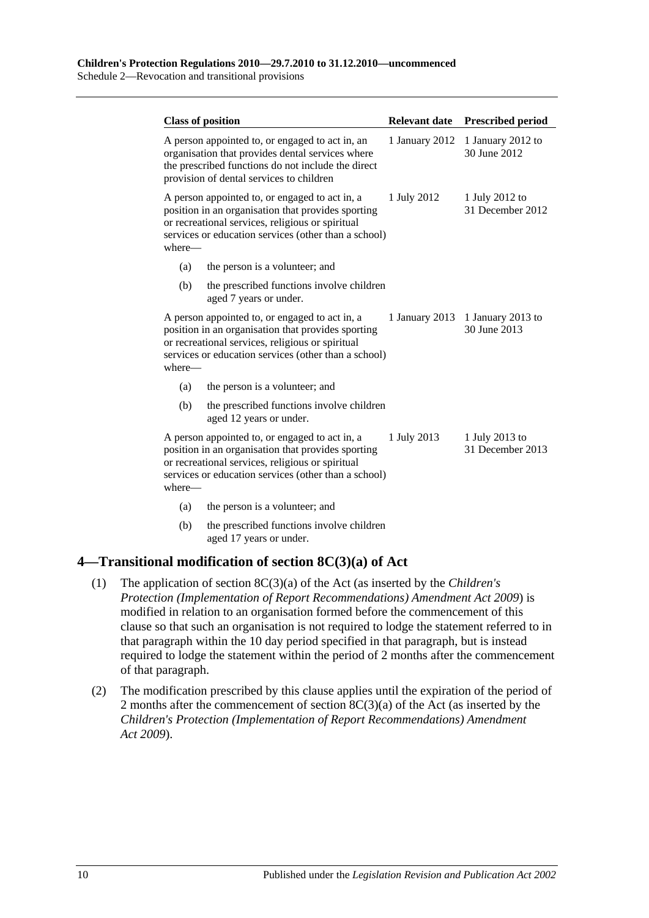| Class of position | Relevant date | Prescribed period |
|---|---|---|
| A person appointed to, or engaged to act in, an organisation that provides dental services where the prescribed functions do not include the direct provision of dental services to children | 1 January 2012 | 1 January 2012 to 30 June 2012 |
| A person appointed to, or engaged to act in, a position in an organisation that provides sporting or recreational services, religious or spiritual services or education services (other than a school) where—<br>(a) the person is a volunteer; and<br>(b) the prescribed functions involve children aged 7 years or under. | 1 July 2012 | 1 July 2012 to 31 December 2012 |
| A person appointed to, or engaged to act in, a position in an organisation that provides sporting or recreational services, religious or spiritual services or education services (other than a school) where—<br>(a) the person is a volunteer; and<br>(b) the prescribed functions involve children aged 12 years or under. | 1 January 2013 | 1 January 2013 to 30 June 2013 |
| A person appointed to, or engaged to act in, a position in an organisation that provides sporting or recreational services, religious or spiritual services or education services (other than a school) where—<br>(a) the person is a volunteer; and<br>(b) the prescribed functions involve children aged 17 years or under. | 1 July 2013 | 1 July 2013 to 31 December 2013 |

## 4—Transitional modification of section 8C(3)(a) of Act

(1) The application of section 8C(3)(a) of the Act (as inserted by the *Children's Protection (Implementation of Report Recommendations) Amendment Act 2009*) is modified in relation to an organisation formed before the commencement of this clause so that such an organisation is not required to lodge the statement referred to in that paragraph within the 10 day period specified in that paragraph, but is instead required to lodge the statement within the period of 2 months after the commencement of that paragraph.

(2) The modification prescribed by this clause applies until the expiration of the period of 2 months after the commencement of section 8C(3)(a) of the Act (as inserted by the *Children's Protection (Implementation of Report Recommendations) Amendment Act 2009*).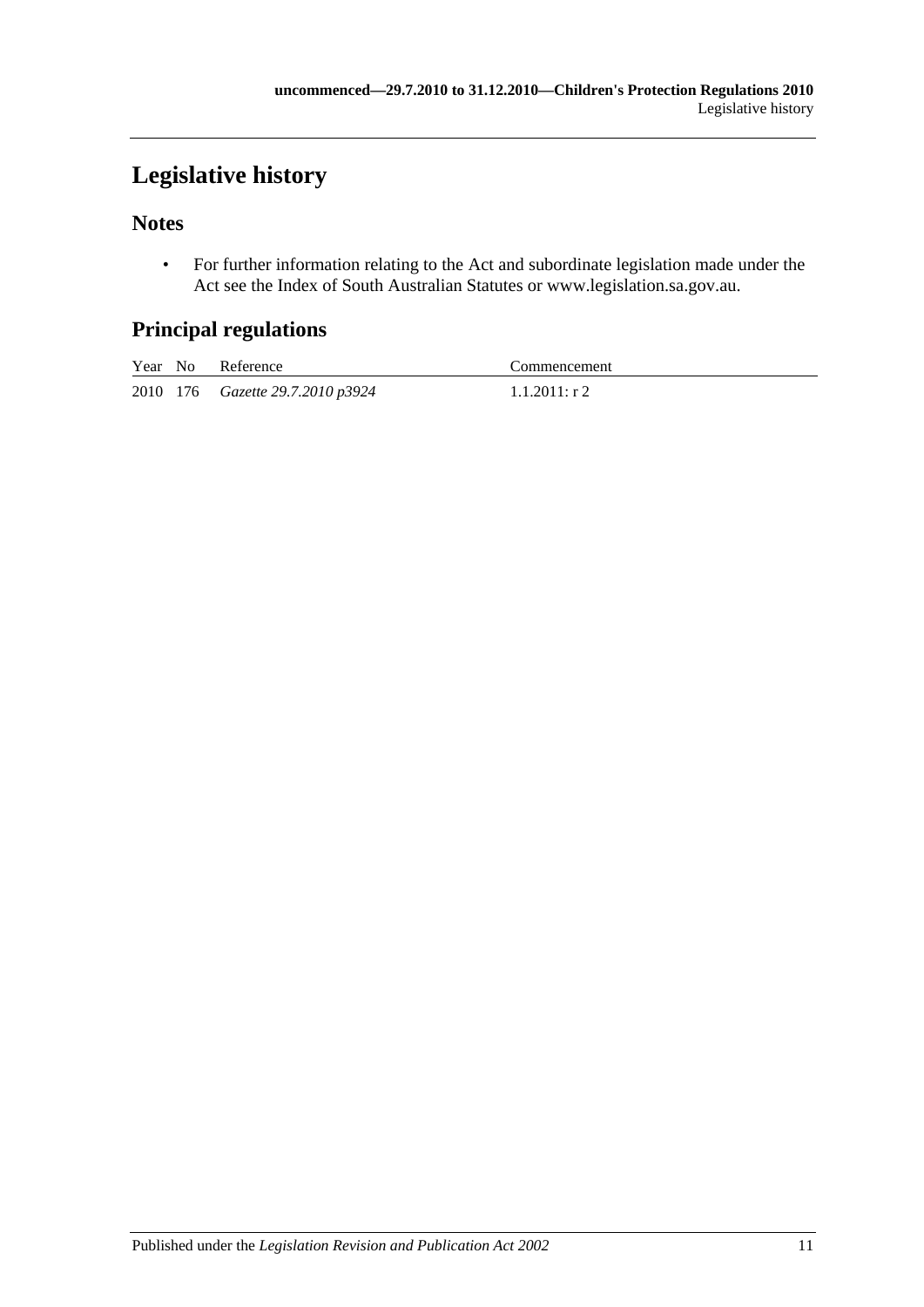# Legislative history

## Notes

- For further information relating to the Act and subordinate legislation made under the Act see the Index of South Australian Statutes or www.legislation.sa.gov.au.

## Principal regulations

| Year | No | Reference | Commencement |
|---|---|---|---|
| 2010 | 176 | *Gazette 29.7.2010 p3924* | 1.1.2011: r 2 |